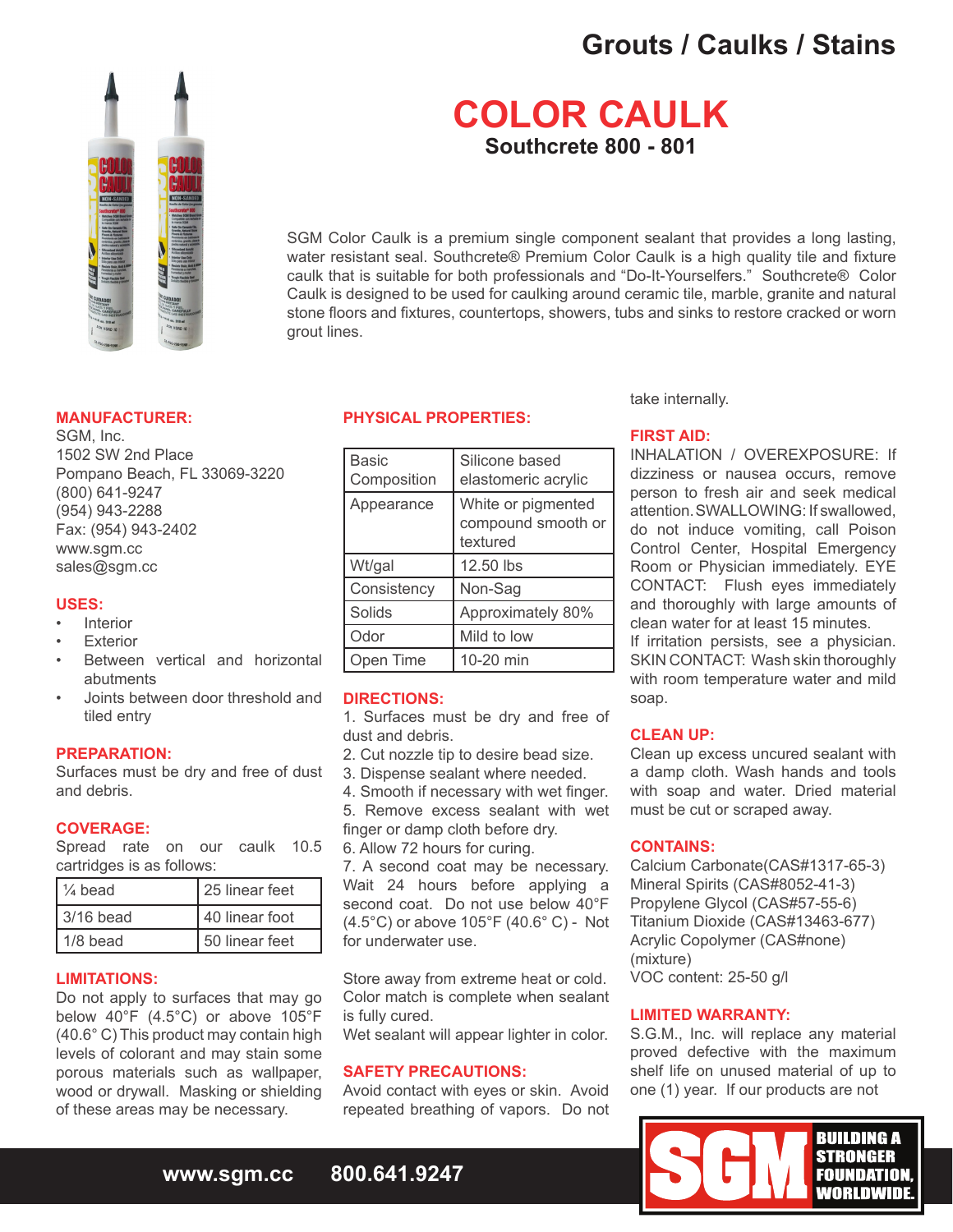# Grouts / Caulks / Stains

## COLOR CAULK

**Southcrete 800 - 801**

SGM Color Caulk is a premium single component sealant that provides a long lasting, water resistant seal. Southcrete® Premium Color Caulk is a high quality tile and fixture caulk that is suitable for both professionals and "Do-It-Yourselfers." Southcrete® Color Caulk is designed to be used for caulking around ceramic tile, marble, granite and natural stone floors and fixtures, countertops, showers, tubs and sinks to restore cracked or worn grout lines.

### MANUFACTURER:

SGM, Inc.
1502 SW 2nd Place
Pompano Beach, FL 33069-3220
(800) 641-9247
(954) 943-2288
Fax: (954) 943-2402
www.sgm.cc
sales@sgm.cc

### USES:

- Interior
- Exterior
- Between vertical and horizontal abutments
- Joints between door threshold and tiled entry

### PREPARATION:

Surfaces must be dry and free of dust and debris.

### COVERAGE:

Spread rate on our caulk 10.5 cartridges is as follows:

| | |
|---|---|
| ¼ bead | 25 linear feet |
| 3/16 bead | 40 linear foot |
| 1/8 bead | 50 linear feet |

### LIMITATIONS:

Do not apply to surfaces that may go below 40°F (4.5°C) or above 105°F (40.6° C) This product may contain high levels of colorant and may stain some porous materials such as wallpaper, wood or drywall. Masking or shielding of these areas may be necessary.

### PHYSICAL PROPERTIES:

| | |
|---|---|
| Basic Composition | Silicone based elastomeric acrylic |
| Appearance | White or pigmented compound smooth or textured |
| Wt/gal | 12.50 lbs |
| Consistency | Non-Sag |
| Solids | Approximately 80% |
| Odor | Mild to low |
| Open Time | 10-20 min |

### DIRECTIONS:

1. Surfaces must be dry and free of dust and debris.
2. Cut nozzle tip to desire bead size.
3. Dispense sealant where needed.
4. Smooth if necessary with wet finger.
5. Remove excess sealant with wet finger or damp cloth before dry.
6. Allow 72 hours for curing.
7. A second coat may be necessary. Wait 24 hours before applying a second coat. Do not use below 40°F (4.5°C) or above 105°F (40.6° C) - Not for underwater use.

Store away from extreme heat or cold. Color match is complete when sealant is fully cured.
Wet sealant will appear lighter in color.

### SAFETY PRECAUTIONS:

Avoid contact with eyes or skin. Avoid repeated breathing of vapors. Do not take internally.

### FIRST AID:

INHALATION / OVEREXPOSURE: If dizziness or nausea occurs, remove person to fresh air and seek medical attention. SWALLOWING: If swallowed, do not induce vomiting, call Poison Control Center, Hospital Emergency Room or Physician immediately. EYE CONTACT: Flush eyes immediately and thoroughly with large amounts of clean water for at least 15 minutes.
If irritation persists, see a physician. SKIN CONTACT: Wash skin thoroughly with room temperature water and mild soap.

### CLEAN UP:

Clean up excess uncured sealant with a damp cloth. Wash hands and tools with soap and water. Dried material must be cut or scraped away.

### CONTAINS:

Calcium Carbonate(CAS#1317-65-3)
Mineral Spirits (CAS#8052-41-3)
Propylene Glycol (CAS#57-55-6)
Titanium Dioxide (CAS#13463-677)
Acrylic Copolymer (CAS#none)
(mixture)
VOC content: 25-50 g/l

### LIMITED WARRANTY:

S.G.M., Inc. will replace any material proved defective with the maximum shelf life on unused material of up to one (1) year. If our products are not

SGM BUILDING A STRONGER FOUNDATION, WORLDWIDE.

www.sgm.cc 800.641.9247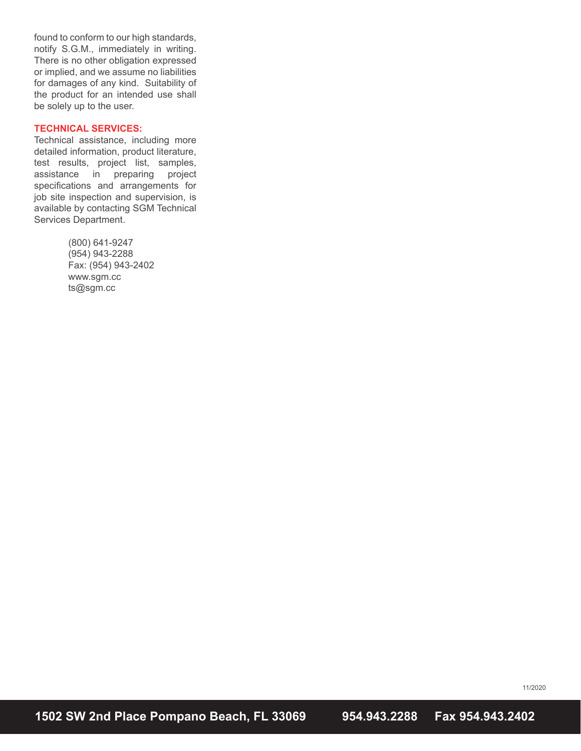found to conform to our high standards, notify S.G.M., immediately in writing. There is no other obligation expressed or implied, and we assume no liabilities for damages of any kind. Suitability of the product for an intended use shall be solely up to the user.

**TECHNICAL SERVICES:**

Technical assistance, including more detailed information, product literature, test results, project list, samples, assistance in preparing project specifications and arrangements for job site inspection and supervision, is available by contacting SGM Technical Services Department.

(800) 641-9247
(954) 943-2288
Fax: (954) 943-2402
www.sgm.cc
ts@sgm.cc

11/2020

**1502 SW 2nd Place Pompano Beach, FL 33069 954.943.2288 Fax 954.943.2402**